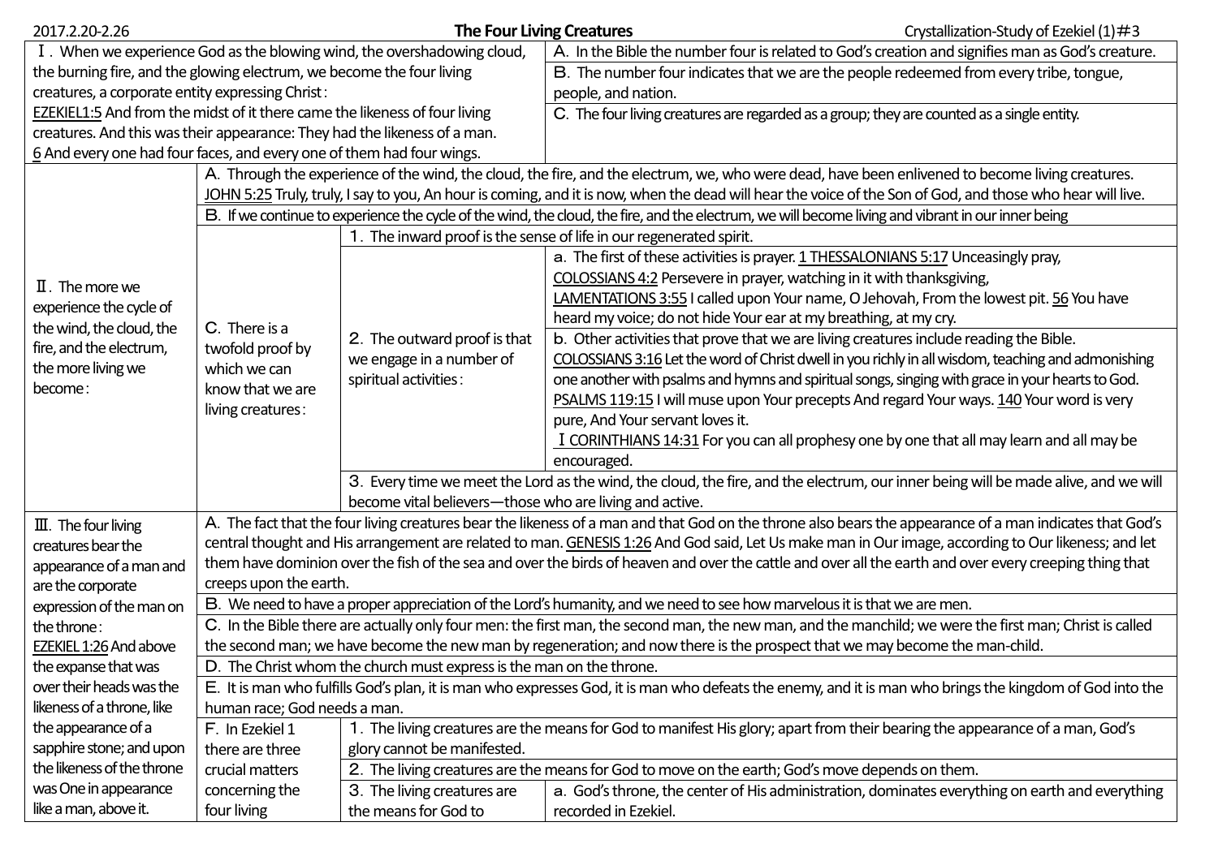2017.2.20-2.26 **The Four Living Creatures** Crystallization-Study of Ezekiel (1)＃3

| | | | |
|---|---|---|---|
| Ⅰ. When we experience God as the blowing wind, the overshadowing cloud, the burning fire, and the glowing electrum, we become the four living creatures, a corporate entity expressing Christ：<br>EZEKIEL1:5 And from the midst of it there came the likeness of four living creatures. And this was their appearance: They had the likeness of a man.<br>6 And every one had four faces, and every one of them had four wings. | A. In the Bible the number four is related to God's creation and signifies man as God's creature.<br>B. The number four indicates that we are the people redeemed from every tribe, tongue, people, and nation.<br>C. The four living creatures are regarded as a group; they are counted as a single entity. | | |
| Ⅱ. The more we experience the cycle of the wind, the cloud, the fire, and the electrum, the more living we become： | A. Through the experience of the wind, the cloud, the fire, and the electrum, we, who were dead, have been enlivened to become living creatures.<br>JOHN 5:25 Truly, truly, I say to you, An hour is coming, and it is now, when the dead will hear the voice of the Son of God, and those who hear will live. | | |
| | B. If we continue to experience the cycle of the wind, the cloud, the fire, and the electrum, we will become living and vibrant in our inner being | | |
| | C. There is a twofold proof by which we can know that we are living creatures： | 1. The inward proof is the sense of life in our regenerated spirit. | |
| | | 2. The outward proof is that we engage in a number of spiritual activities： | a. The first of these activities is prayer. 1 THESSALONIANS 5:17 Unceasingly pray,<br>COLOSSIANS 4:2 Persevere in prayer, watching in it with thanksgiving,<br>LAMENTATIONS 3:55 I called upon Your name, O Jehovah, From the lowest pit. 56 You have heard my voice; do not hide Your ear at my breathing, at my cry. |
| | | | b. Other activities that prove that we are living creatures include reading the Bible.<br>COLOSSIANS 3:16 Let the word of Christ dwell in you richly in all wisdom, teaching and admonishing one another with psalms and hymns and spiritual songs, singing with grace in your hearts to God.<br>PSALMS 119:15 I will muse upon Your precepts And regard Your ways. 140 Your word is very pure, And Your servant loves it.<br>Ⅰ CORINTHIANS 14:31 For you can all prophesy one by one that all may learn and all may be encouraged. |
| | | 3. Every time we meet the Lord as the wind, the cloud, the fire, and the electrum, our inner being will be made alive, and we will become vital believers—those who are living and active. | |
| Ⅲ. The four living creatures bear the appearance of a man and are the corporate expression of the man on the throne：<br>EZEKIEL 1:26 And above the expanse that was over their heads was the likeness of a throne, like the appearance of a sapphire stone; and upon the likeness of the throne was One in appearance like a man, above it. | A. The fact that the four living creatures bear the likeness of a man and that God on the throne also bears the appearance of a man indicates that God's central thought and His arrangement are related to man. GENESIS 1:26 And God said, Let Us make man in Our image, according to Our likeness; and let them have dominion over the fish of the sea and over the birds of heaven and over the cattle and over all the earth and over every creeping thing that creeps upon the earth. | | |
| | B. We need to have a proper appreciation of the Lord's humanity, and we need to see how marvelous it is that we are men. | | |
| | C. In the Bible there are actually only four men: the first man, the second man, the new man, and the manchild; we were the first man; Christ is called the second man; we have become the new man by regeneration; and now there is the prospect that we may become the man-child. | | |
| | D. The Christ whom the church must express is the man on the throne. | | |
| | E. It is man who fulfills God's plan, it is man who expresses God, it is man who defeats the enemy, and it is man who brings the kingdom of God into the human race; God needs a man. | | |
| | F. In Ezekiel 1 there are three crucial matters concerning the four living | 1. The living creatures are the means for God to manifest His glory; apart from their bearing the appearance of a man, God's glory cannot be manifested. | |
| | | 2. The living creatures are the means for God to move on the earth; God's move depends on them. | |
| | | 3. The living creatures are the means for God to | a. God's throne, the center of His administration, dominates everything on earth and everything recorded in Ezekiel. |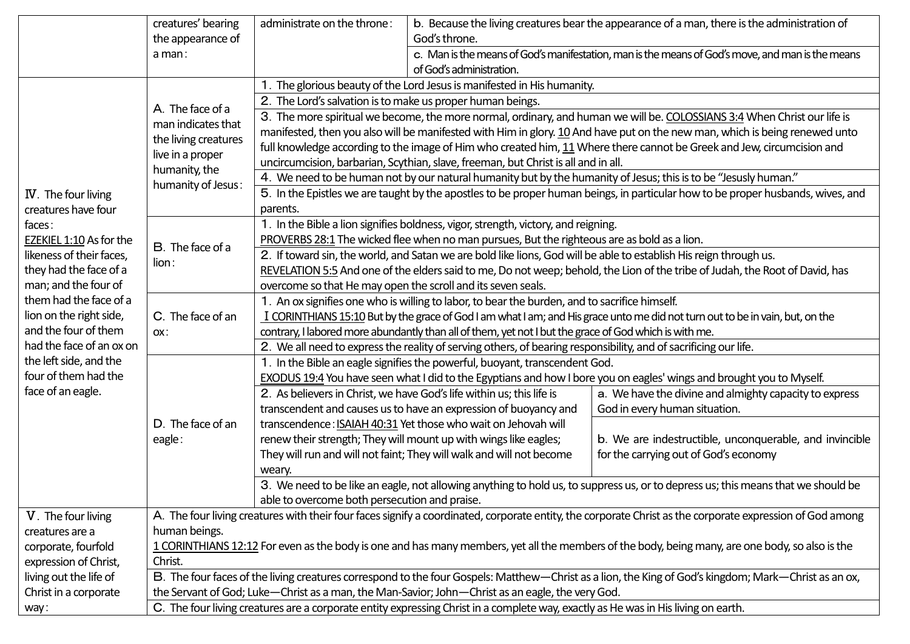| | | | |
|---|---|---|---|
| | creatures' bearing the appearance of a man: | administrate on the throne: | b. Because the living creatures bear the appearance of a man, there is the administration of God's throne. |
| | | | c. Man is the means of God's manifestation, man is the means of God's move, and man is the means of God's administration. |
| Ⅳ. The four living creatures have four faces: EZEKIEL 1:10 As for the likeness of their faces, they had the face of a man; and the four of them had the face of a lion on the right side, and the four of them had the face of an ox on the left side, and the four of them had the face of an eagle. | A. The face of a man indicates that the living creatures live in a proper humanity, the humanity of Jesus: | 1. The glorious beauty of the Lord Jesus is manifested in His humanity. | |
| | | 2. The Lord's salvation is to make us proper human beings. | |
| | | 3. The more spiritual we become, the more normal, ordinary, and human we will be. COLOSSIANS 3:4 When Christ our life is manifested, then you also will be manifested with Him in glory. 10 And have put on the new man, which is being renewed unto full knowledge according to the image of Him who created him, 11 Where there cannot be Greek and Jew, circumcision and uncircumcision, barbarian, Scythian, slave, freeman, but Christ is all and in all. | |
| | | 4. We need to be human not by our natural humanity but by the humanity of Jesus; this is to be "Jesusly human." | |
| | | 5. In the Epistles we are taught by the apostles to be proper human beings, in particular how to be proper husbands, wives, and parents. | |
| | B. The face of a lion: | 1. In the Bible a lion signifies boldness, vigor, strength, victory, and reigning. PROVERBS 28:1 The wicked flee when no man pursues, But the righteous are as bold as a lion. | |
| | | 2. If toward sin, the world, and Satan we are bold like lions, God will be able to establish His reign through us. REVELATION 5:5 And one of the elders said to me, Do not weep; behold, the Lion of the tribe of Judah, the Root of David, has overcome so that He may open the scroll and its seven seals. | |
| | C. The face of an ox: | 1. An ox signifies one who is willing to labor, to bear the burden, and to sacrifice himself. Ⅰ CORINTHIANS 15:10 But by the grace of God I am what I am; and His grace unto me did not turn out to be in vain, but, on the contrary, I labored more abundantly than all of them, yet not I but the grace of God which is with me. | |
| | | 2. We all need to express the reality of serving others, of bearing responsibility, and of sacrificing our life. | |
| | D. The face of an eagle: | 1. In the Bible an eagle signifies the powerful, buoyant, transcendent God. EXODUS 19:4 You have seen what I did to the Egyptians and how I bore you on eagles' wings and brought you to Myself. | |
| | | 2. As believers in Christ, we have God's life within us; this life is transcendent and causes us to have an expression of buoyancy and transcendence: ISAIAH 40:31 Yet those who wait on Jehovah will renew their strength; They will mount up with wings like eagles; They will run and will not faint; They will walk and will not become weary. | a. We have the divine and almighty capacity to express God in every human situation. |
| | | | b. We are indestructible, unconquerable, and invincible for the carrying out of God's economy |
| | | 3. We need to be like an eagle, not allowing anything to hold us, to suppress us, or to depress us; this means that we should be able to overcome both persecution and praise. | |
| Ⅴ. The four living creatures are a corporate, fourfold expression of Christ, living out the life of Christ in a corporate way: | A. The four living creatures with their four faces signify a coordinated, corporate entity, the corporate Christ as the corporate expression of God among human beings. 1 CORINTHIANS 12:12 For even as the body is one and has many members, yet all the members of the body, being many, are one body, so also is the Christ. | | |
| | B. The four faces of the living creatures correspond to the four Gospels: Matthew—Christ as a lion, the King of God's kingdom; Mark—Christ as an ox, the Servant of God; Luke—Christ as a man, the Man-Savior; John—Christ as an eagle, the very God. | | |
| | C. The four living creatures are a corporate entity expressing Christ in a complete way, exactly as He was in His living on earth. | | |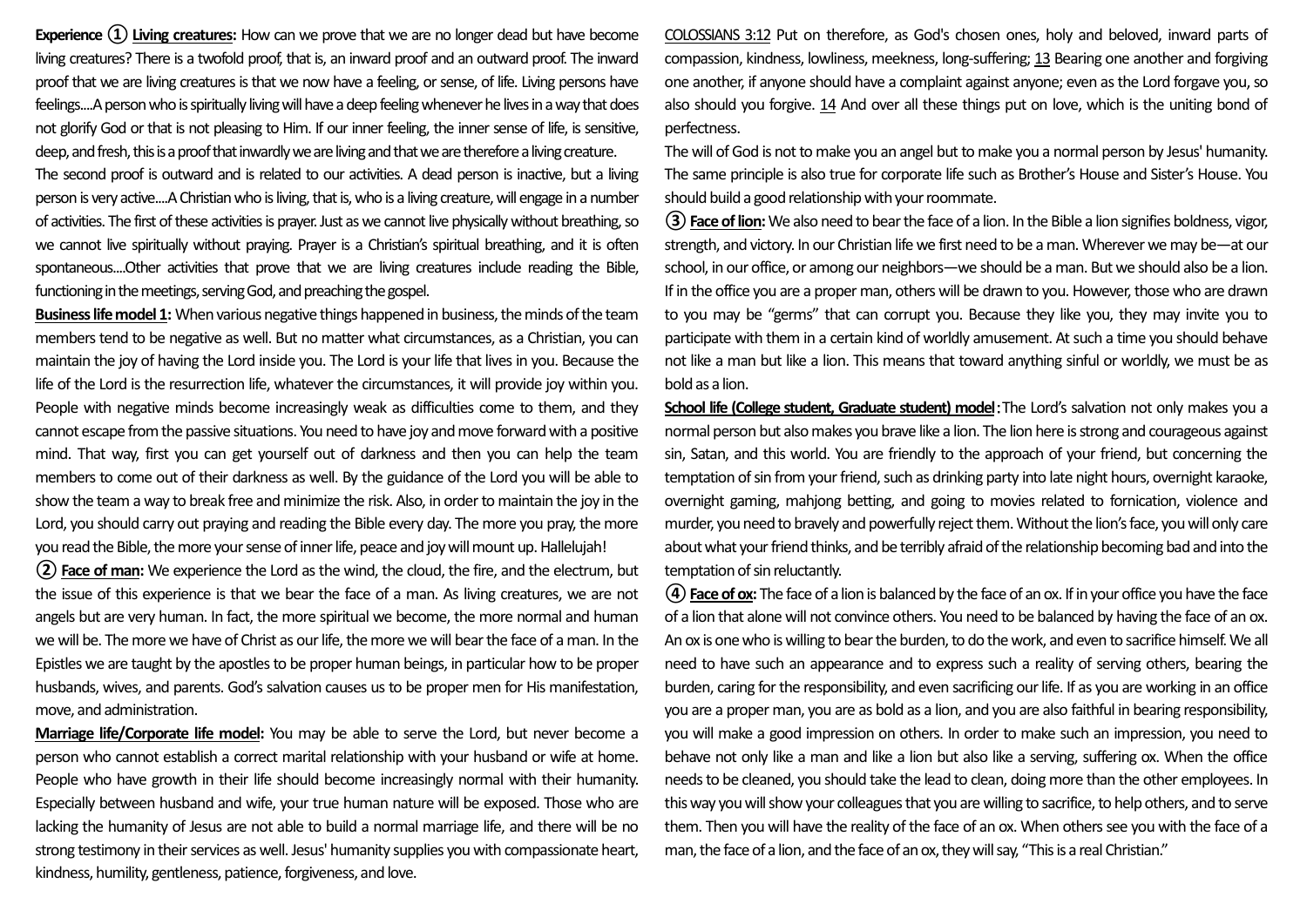**Experience ① Living creatures:** How can we prove that we are no longer dead but have become living creatures? There is a twofold proof, that is, an inward proof and an outward proof. The inward proof that we are living creatures is that we now have a feeling, or sense, of life. Living persons have feelings....A person who is spiritually living will have a deep feeling whenever he lives in a way that does not glorify God or that is not pleasing to Him. If our inner feeling, the inner sense of life, is sensitive, deep, and fresh, this is a proof that inwardly we are living and that we are therefore a living creature.

The second proof is outward and is related to our activities. A dead person is inactive, but a living person is very active....A Christian who is living, that is, who is a living creature, will engage in a number of activities. The first of these activities is prayer. Just as we cannot live physically without breathing, so we cannot live spiritually without praying. Prayer is a Christian's spiritual breathing, and it is often spontaneous....Other activities that prove that we are living creatures include reading the Bible, functioning in the meetings, serving God, and preaching the gospel.

**Business life model 1:** When various negative things happened in business, the minds of the team members tend to be negative as well. But no matter what circumstances, as a Christian, you can maintain the joy of having the Lord inside you. The Lord is your life that lives in you. Because the life of the Lord is the resurrection life, whatever the circumstances, it will provide joy within you. People with negative minds become increasingly weak as difficulties come to them, and they cannot escape from the passive situations. You need to have joy and move forward with a positive mind. That way, first you can get yourself out of darkness and then you can help the team members to come out of their darkness as well. By the guidance of the Lord you will be able to show the team a way to break free and minimize the risk. Also, in order to maintain the joy in the Lord, you should carry out praying and reading the Bible every day. The more you pray, the more you read the Bible, the more your sense of inner life, peace and joy will mount up. Hallelujah!

**② Face of man:** We experience the Lord as the wind, the cloud, the fire, and the electrum, but the issue of this experience is that we bear the face of a man. As living creatures, we are not angels but are very human. In fact, the more spiritual we become, the more normal and human we will be. The more we have of Christ as our life, the more we will bear the face of a man. In the Epistles we are taught by the apostles to be proper human beings, in particular how to be proper husbands, wives, and parents. God's salvation causes us to be proper men for His manifestation, move, and administration.

**Marriage life/Corporate life model:** You may be able to serve the Lord, but never become a person who cannot establish a correct marital relationship with your husband or wife at home. People who have growth in their life should become increasingly normal with their humanity. Especially between husband and wife, your true human nature will be exposed. Those who are lacking the humanity of Jesus are not able to build a normal marriage life, and there will be no strong testimony in their services as well. Jesus' humanity supplies you with compassionate heart, kindness, humility, gentleness, patience, forgiveness, and love.

COLOSSIANS 3:12 Put on therefore, as God's chosen ones, holy and beloved, inward parts of compassion, kindness, lowliness, meekness, long-suffering; 13 Bearing one another and forgiving one another, if anyone should have a complaint against anyone; even as the Lord forgave you, so also should you forgive. 14 And over all these things put on love, which is the uniting bond of perfectness.

The will of God is not to make you an angel but to make you a normal person by Jesus' humanity. The same principle is also true for corporate life such as Brother's House and Sister's House. You should build a good relationship with your roommate.

**③ Face of lion:** We also need to bear the face of a lion. In the Bible a lion signifies boldness, vigor, strength, and victory. In our Christian life we first need to be a man. Wherever we may be—at our school, in our office, or among our neighbors—we should be a man. But we should also be a lion. If in the office you are a proper man, others will be drawn to you. However, those who are drawn to you may be "germs" that can corrupt you. Because they like you, they may invite you to participate with them in a certain kind of worldly amusement. At such a time you should behave not like a man but like a lion. This means that toward anything sinful or worldly, we must be as bold as a lion.

**School life (College student, Graduate student) model:** The Lord's salvation not only makes you a normal person but also makes you brave like a lion. The lion here is strong and courageous against sin, Satan, and this world. You are friendly to the approach of your friend, but concerning the temptation of sin from your friend, such as drinking party into late night hours, overnight karaoke, overnight gaming, mahjong betting, and going to movies related to fornication, violence and murder, you need to bravely and powerfully reject them. Without the lion's face, you will only care about what your friend thinks, and be terribly afraid of the relationship becoming bad and into the temptation of sin reluctantly.

**④ Face of ox:** The face of a lion is balanced by the face of an ox. If in your office you have the face of a lion that alone will not convince others. You need to be balanced by having the face of an ox. An ox is one who is willing to bear the burden, to do the work, and even to sacrifice himself. We all need to have such an appearance and to express such a reality of serving others, bearing the burden, caring for the responsibility, and even sacrificing our life. If as you are working in an office you are a proper man, you are as bold as a lion, and you are also faithful in bearing responsibility, you will make a good impression on others. In order to make such an impression, you need to behave not only like a man and like a lion but also like a serving, suffering ox. When the office needs to be cleaned, you should take the lead to clean, doing more than the other employees. In this way you will show your colleagues that you are willing to sacrifice, to help others, and to serve them. Then you will have the reality of the face of an ox. When others see you with the face of a man, the face of a lion, and the face of an ox, they will say, "This is a real Christian."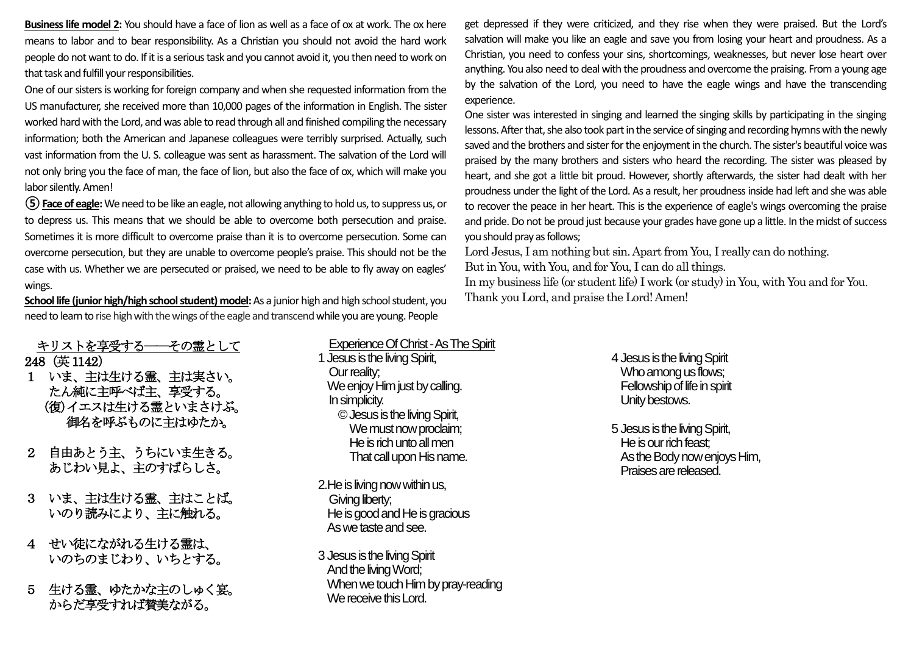**Business life model 2:** You should have a face of lion as well as a face of ox at work. The ox here means to labor and to bear responsibility. As a Christian you should not avoid the hard work people do not want to do. If it is a serious task and you cannot avoid it, you then need to work on that task and fulfill your responsibilities.

One of our sisters is working for foreign company and when she requested information from the US manufacturer, she received more than 10,000 pages of the information in English. The sister worked hard with the Lord, and was able to read through all and finished compiling the necessary information; both the American and Japanese colleagues were terribly surprised. Actually, such vast information from the U. S. colleague was sent as harassment. The salvation of the Lord will not only bring you the face of man, the face of lion, but also the face of ox, which will make you labor silently. Amen!

⑤ **Face of eagle:** We need to be like an eagle, not allowing anything to hold us, to suppress us, or to depress us. This means that we should be able to overcome both persecution and praise. Sometimes it is more difficult to overcome praise than it is to overcome persecution. Some can overcome persecution, but they are unable to overcome people's praise. This should not be the case with us. Whether we are persecuted or praised, we need to be able to fly away on eagles' wings.

**School life (junior high/high school student) model:** As a junior high and high school student, you need to learn to rise high with the wings of the eagle and transcend while you are young. People get depressed if they were criticized, and they rise when they were praised. But the Lord's salvation will make you like an eagle and save you from losing your heart and proudness. As a Christian, you need to confess your sins, shortcomings, weaknesses, but never lose heart over anything. You also need to deal with the proudness and overcome the praising. From a young age by the salvation of the Lord, you need to have the eagle wings and have the transcending experience.

One sister was interested in singing and learned the singing skills by participating in the singing lessons. After that, she also took part in the service of singing and recording hymns with the newly saved and the brothers and sister for the enjoyment in the church. The sister's beautiful voice was praised by the many brothers and sisters who heard the recording. The sister was pleased by heart, and she got a little bit proud. However, shortly afterwards, the sister had dealt with her proudness under the light of the Lord. As a result, her proudness inside had left and she was able to recover the peace in her heart. This is the experience of eagle's wings overcoming the praise and pride. Do not be proud just because your grades have gone up a little. In the midst of success you should pray as follows;

Lord Jesus, I am nothing but sin. Apart from You, I really can do nothing.
But in You, with You, and for You, I can do all things.
In my business life (or student life) I work (or study) in You, with You and for You.
Thank you Lord, and praise the Lord! Amen!

キリストを享受する——その霊として
248（英 1142）

1　いま、主は生ける霊、主は実さい。
　たん純に主呼べば主、享受する。
（復）イエスは生ける霊といまさけぶ。
　御名を呼ぶものに主はゆたか。

2　自由あとう主、うちにいま生きる。
　あじわい見よ、主のすばらしさ。

3　いま、主は生ける霊、主はことば。
　いのり読みにより、主に触れる。

4　せい徒にながれる生ける霊は、
　いのちのまじわり、いちとする。

5　生ける霊、ゆたかな主のしゅく宴。
　からだ享受すれば賛美ながる。

Experience Of Christ - As The Spirit

1 Jesus is the living Spirit,
Our reality;
We enjoy Him just by calling.
In simplicity.
© Jesus is the living Spirit,
We must now proclaim;
He is rich unto all men
That call upon His name.

2.He is living now within us,
Giving liberty;
He is good and He is gracious
As we taste and see.

3 Jesus is the living Spirit
And the living Word;
When we touch Him by pray-reading
We receive this Lord.

4 Jesus is the living Spirit
Who among us flows;
Fellowship of life in spirit
Unity bestows.

5 Jesus is the living Spirit,
He is our rich feast;
As the Body now enjoys Him,
Praises are released.